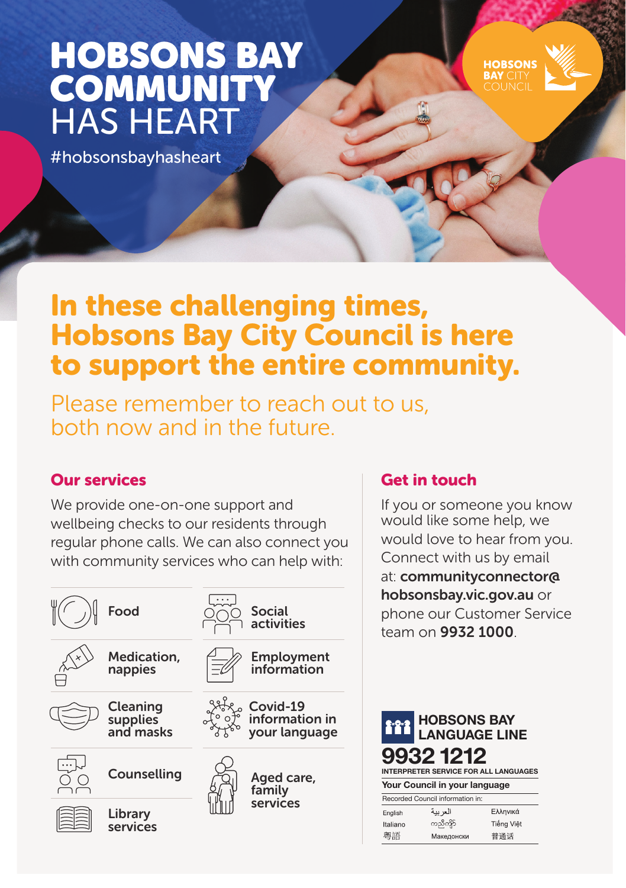# HOBSONS BAY COMMUNITY HAS HEART

#hobsonsbayhasheart

HOBSONS BAY CITY COUNCIL

## In these challenging times, Hobsons Bay City Council is here to support the entire community.

Please remember to reach out to us, both now and in the future.

### Our services

We provide one-on-one support and wellbeing checks to our residents through regular phone calls. We can also connect you with community services who can help with:

- Food
- Medication, nappies
- Cleaning supplies and masks
- Counselling
- Library services
- Social activities
- Employment information
- Covid-19 information in your language
- Aged care, family services

### Get in touch

If you or someone you know would like some help, we would love to hear from you. Connect with us by email at: **communityconnector@hobsonsbay.vic.gov.au** or phone our Customer Service team on **9932 1000**.

**HOBSONS BAY LANGUAGE LINE**

**9932 1212**

INTERPRETER SERVICE FOR ALL LANGUAGES

**Your Council in your language**

Recorded Council information in:

| | | |
|---|---|---|
| English | العربية | Ελληνικά |
| Italiano | ကညီကျိာ် | Tiếng Việt |
| 粵語 | Македонски | 普通话 |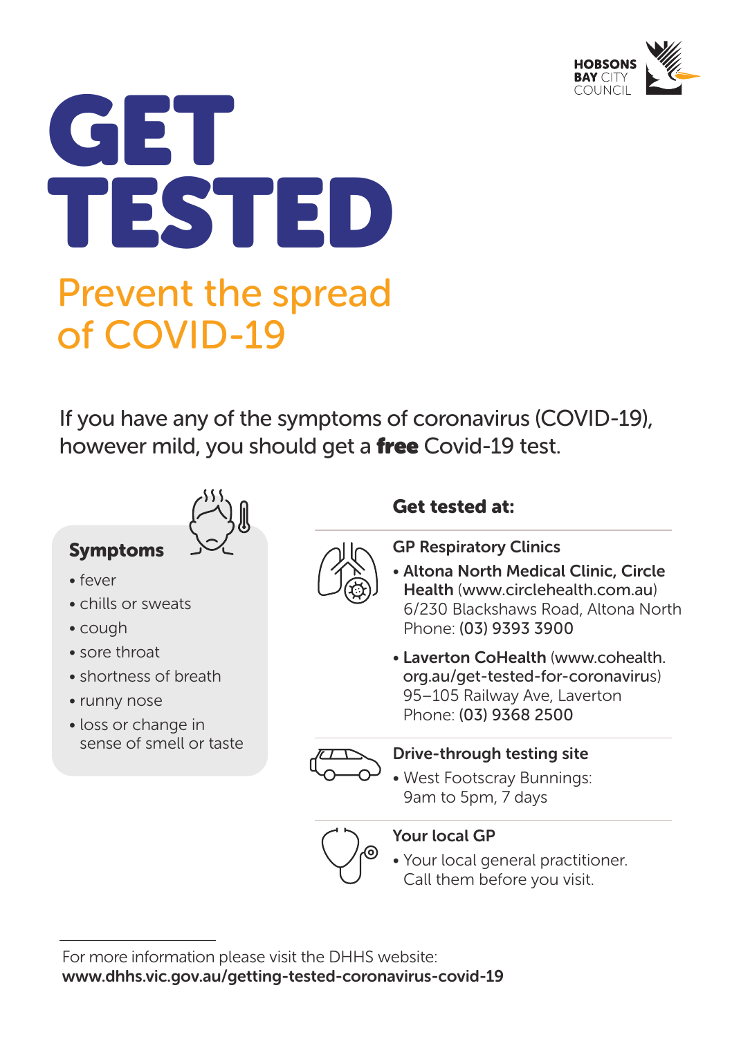HOBSONS BAY CITY COUNCIL

# GET TESTED

## Prevent the spread of COVID-19

If you have any of the symptoms of coronavirus (COVID-19), however mild, you should get a **free** Covid-19 test.

### Symptoms

- fever
- chills or sweats
- cough
- sore throat
- shortness of breath
- runny nose
- loss or change in sense of smell or taste

### Get tested at:

**GP Respiratory Clinics**

- **Altona North Medical Clinic, Circle Health** (www.circlehealth.com.au)
  6/230 Blackshaws Road, Altona North
  Phone: **(03) 9393 3900**
- **Laverton CoHealth** (www.cohealth.org.au/get-tested-for-coronavirus)
  95–105 Railway Ave, Laverton
  Phone: **(03) 9368 2500**

**Drive-through testing site**

- West Footscray Bunnings:
  9am to 5pm, 7 days

**Your local GP**

- Your local general practitioner.
  Call them before you visit.

For more information please visit the DHHS website:
**www.dhhs.vic.gov.au/getting-tested-coronavirus-covid-19**